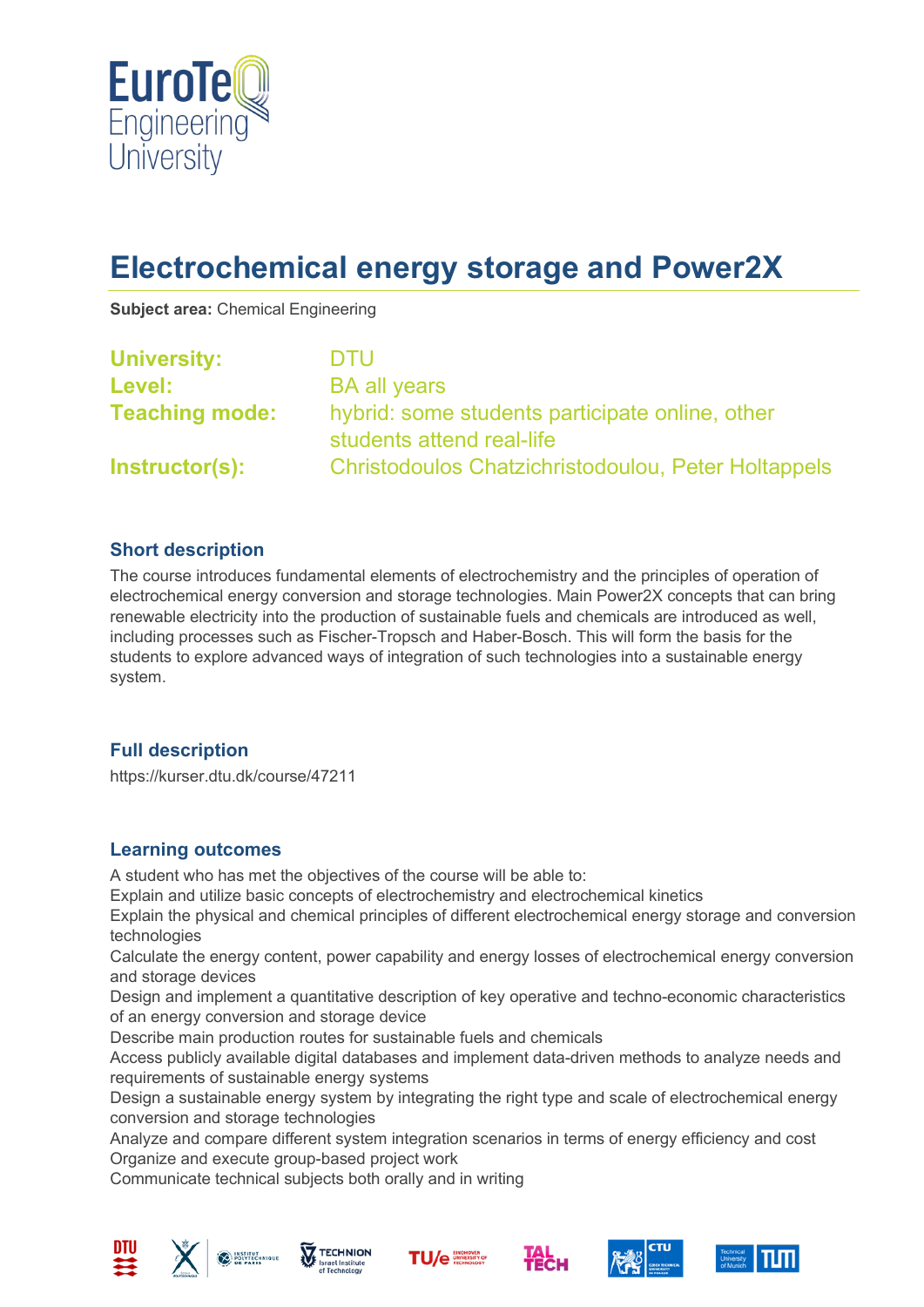# Electrochemical energy storage and Power2X

**Subject area:** Chemical Engineering

**University:** DTU
**Level:** BA all years
**Teaching mode:** hybrid: some students participate online, other students attend real-life
**Instructor(s):** Christodoulos Chatzichristodoulou, Peter Holtappels

## Short description

The course introduces fundamental elements of electrochemistry and the principles of operation of electrochemical energy conversion and storage technologies. Main Power2X concepts that can bring renewable electricity into the production of sustainable fuels and chemicals are introduced as well, including processes such as Fischer-Tropsch and Haber-Bosch. This will form the basis for the students to explore advanced ways of integration of such technologies into a sustainable energy system.

## Full description

https://kurser.dtu.dk/course/47211

## Learning outcomes

A student who has met the objectives of the course will be able to:
Explain and utilize basic concepts of electrochemistry and electrochemical kinetics
Explain the physical and chemical principles of different electrochemical energy storage and conversion technologies
Calculate the energy content, power capability and energy losses of electrochemical energy conversion and storage devices
Design and implement a quantitative description of key operative and techno-economic characteristics of an energy conversion and storage device
Describe main production routes for sustainable fuels and chemicals
Access publicly available digital databases and implement data-driven methods to analyze needs and requirements of sustainable energy systems
Design a sustainable energy system by integrating the right type and scale of electrochemical energy conversion and storage technologies
Analyze and compare different system integration scenarios in terms of energy efficiency and cost
Organize and execute group-based project work
Communicate technical subjects both orally and in writing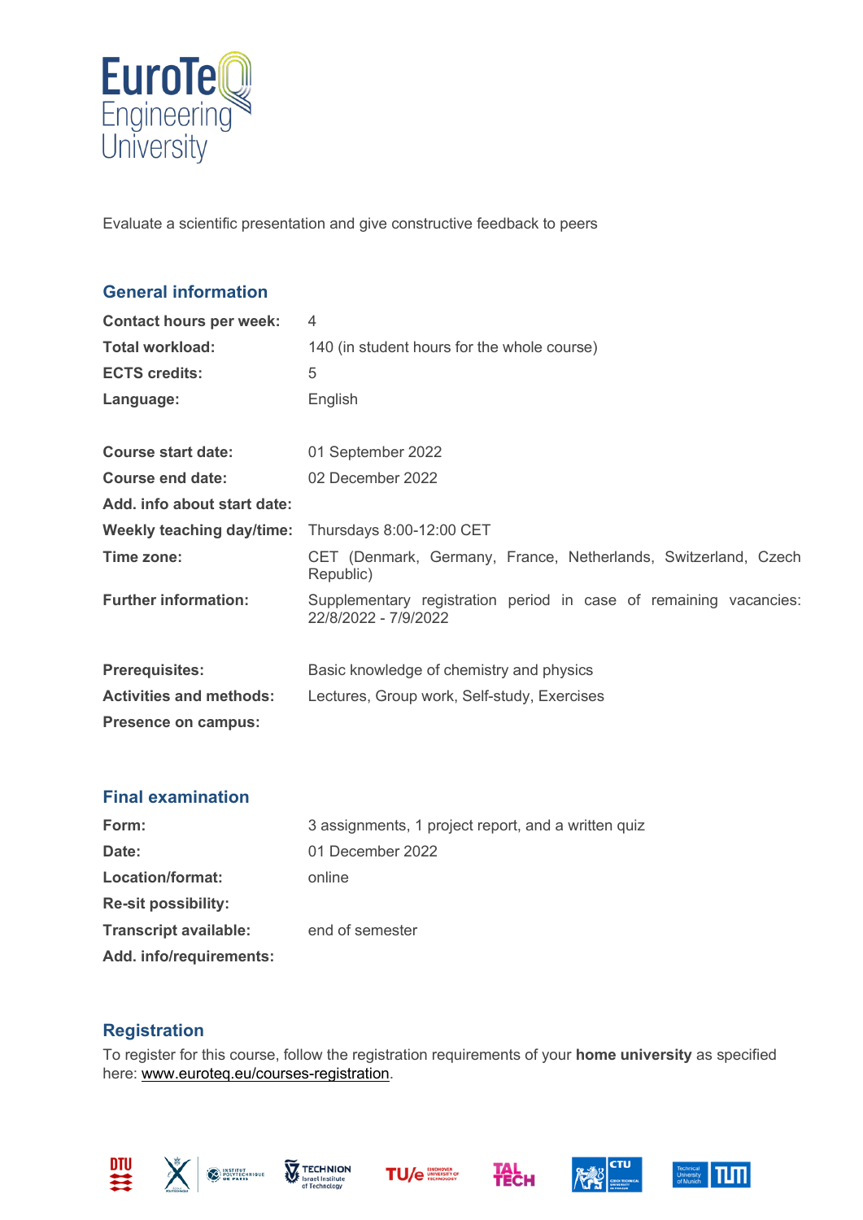Evaluate a scientific presentation and give constructive feedback to peers

## General information

| | |
|---|---|
| **Contact hours per week:** | 4 |
| **Total workload:** | 140 (in student hours for the whole course) |
| **ECTS credits:** | 5 |
| **Language:** | English |
| **Course start date:** | 01 September 2022 |
| **Course end date:** | 02 December 2022 |
| **Add. info about start date:** | |
| **Weekly teaching day/time:** | Thursdays 8:00-12:00 CET |
| **Time zone:** | CET (Denmark, Germany, France, Netherlands, Switzerland, Czech Republic) |
| **Further information:** | Supplementary registration period in case of remaining vacancies: 22/8/2022 - 7/9/2022 |
| **Prerequisites:** | Basic knowledge of chemistry and physics |
| **Activities and methods:** | Lectures, Group work, Self-study, Exercises |
| **Presence on campus:** | |

## Final examination

| | |
|---|---|
| **Form:** | 3 assignments, 1 project report, and a written quiz |
| **Date:** | 01 December 2022 |
| **Location/format:** | online |
| **Re-sit possibility:** | |
| **Transcript available:** | end of semester |
| **Add. info/requirements:** | |

## Registration

To register for this course, follow the registration requirements of your **home university** as specified here: www.euroteq.eu/courses-registration.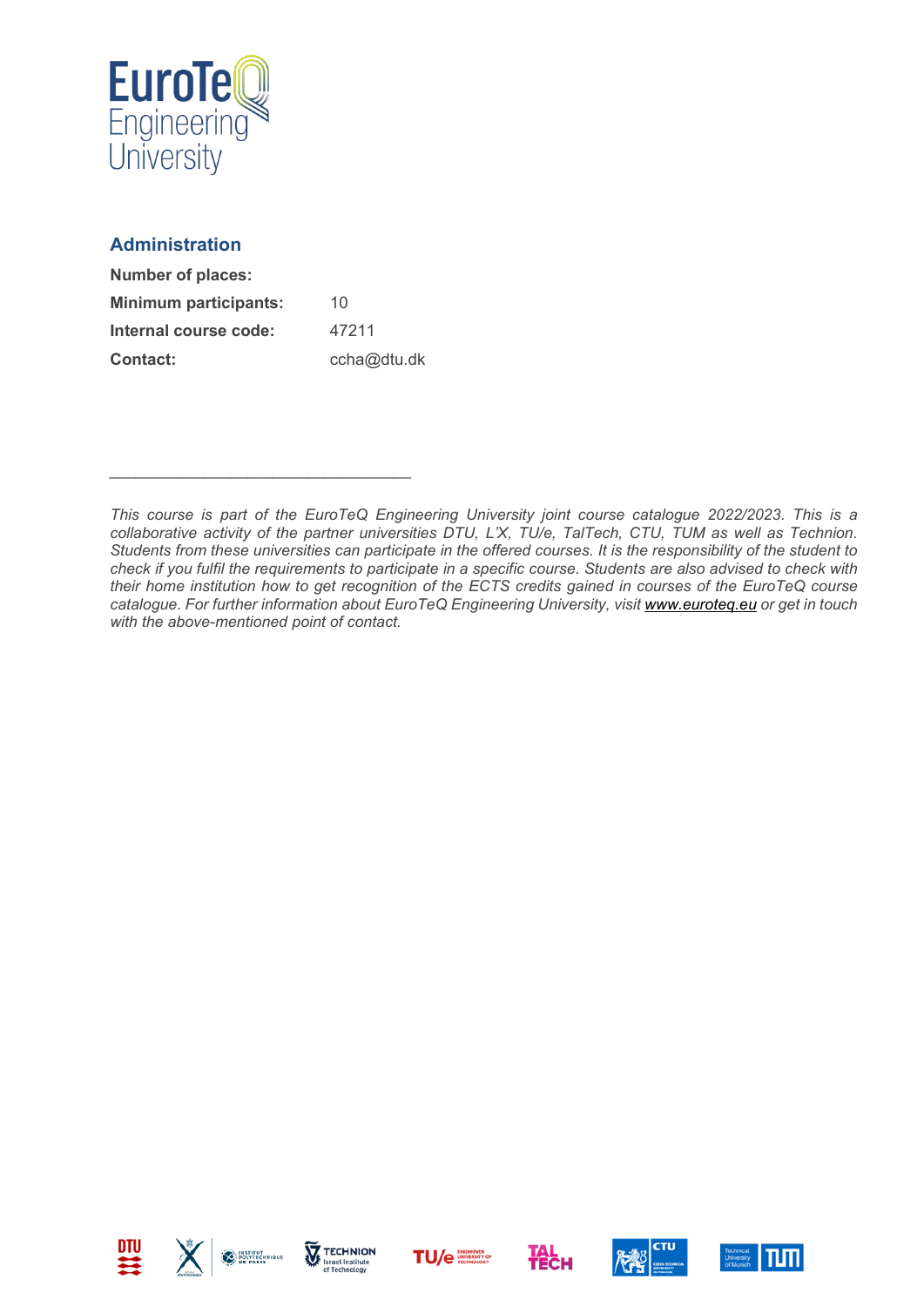## Administration

| | |
|---|---|
| **Number of places:** | |
| **Minimum participants:** | 10 |
| **Internal course code:** | 47211 |
| **Contact:** | ccha@dtu.dk |

---

*This course is part of the EuroTeQ Engineering University joint course catalogue 2022/2023. This is a collaborative activity of the partner universities DTU, L'X, TU/e, TalTech, CTU, TUM as well as Technion. Students from these universities can participate in the offered courses. It is the responsibility of the student to check if you fulfil the requirements to participate in a specific course. Students are also advised to check with their home institution how to get recognition of the ECTS credits gained in courses of the EuroTeQ course catalogue. For further information about EuroTeQ Engineering University, visit [www.euroteq.eu](http://www.euroteq.eu) or get in touch with the above-mentioned point of contact.*